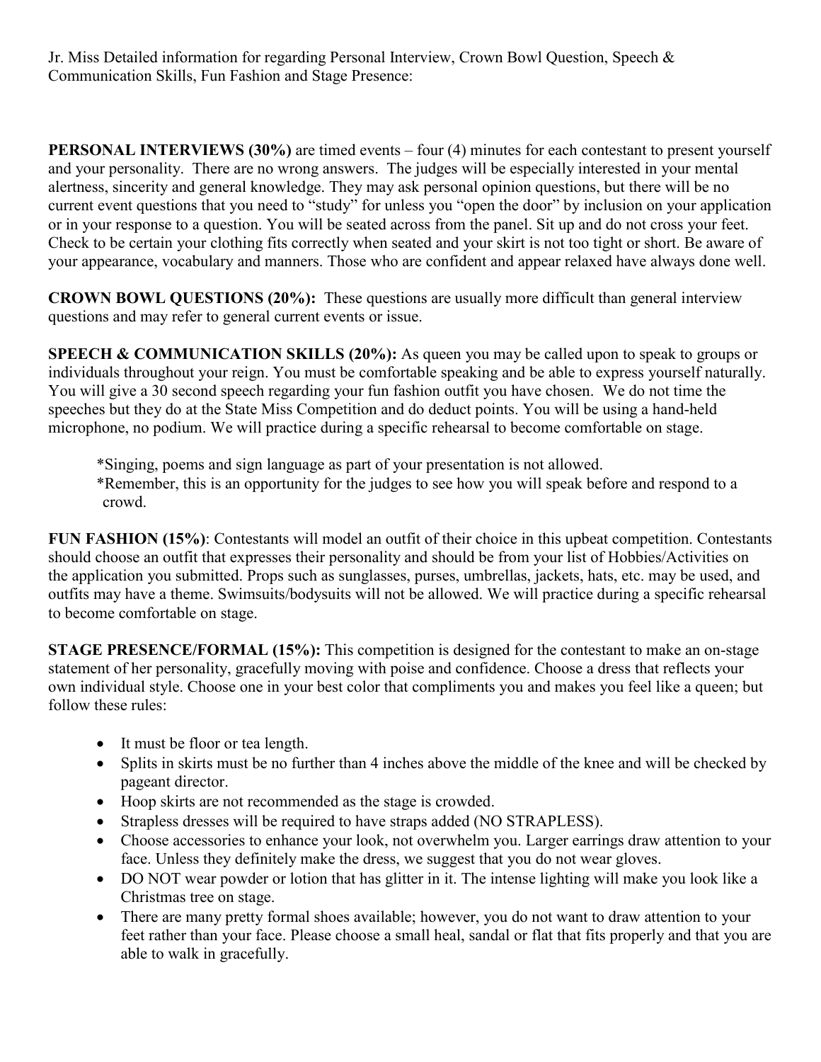Jr. Miss Detailed information for regarding Personal Interview, Crown Bowl Question, Speech & Communication Skills, Fun Fashion and Stage Presence:

**PERSONAL INTERVIEWS (30%)** are timed events – four (4) minutes for each contestant to present yourself and your personality. There are no wrong answers. The judges will be especially interested in your mental alertness, sincerity and general knowledge. They may ask personal opinion questions, but there will be no current event questions that you need to "study" for unless you "open the door" by inclusion on your application or in your response to a question. You will be seated across from the panel. Sit up and do not cross your feet. Check to be certain your clothing fits correctly when seated and your skirt is not too tight or short. Be aware of your appearance, vocabulary and manners. Those who are confident and appear relaxed have always done well.

**CROWN BOWL QUESTIONS (20%):** These questions are usually more difficult than general interview questions and may refer to general current events or issue.

**SPEECH & COMMUNICATION SKILLS (20%):** As queen you may be called upon to speak to groups or individuals throughout your reign. You must be comfortable speaking and be able to express yourself naturally. You will give a 30 second speech regarding your fun fashion outfit you have chosen. We do not time the speeches but they do at the State Miss Competition and do deduct points. You will be using a hand-held microphone, no podium. We will practice during a specific rehearsal to become comfortable on stage.

> *Singing, poems and sign language as part of your presentation is not allowed.
> *Remember, this is an opportunity for the judges to see how you will speak before and respond to a crowd.

**FUN FASHION (15%)**: Contestants will model an outfit of their choice in this upbeat competition. Contestants should choose an outfit that expresses their personality and should be from your list of Hobbies/Activities on the application you submitted. Props such as sunglasses, purses, umbrellas, jackets, hats, etc. may be used, and outfits may have a theme. Swimsuits/bodysuits will not be allowed. We will practice during a specific rehearsal to become comfortable on stage.

**STAGE PRESENCE/FORMAL (15%):** This competition is designed for the contestant to make an on-stage statement of her personality, gracefully moving with poise and confidence. Choose a dress that reflects your own individual style. Choose one in your best color that compliments you and makes you feel like a queen; but follow these rules:

- It must be floor or tea length.
- Splits in skirts must be no further than 4 inches above the middle of the knee and will be checked by pageant director.
- Hoop skirts are not recommended as the stage is crowded.
- Strapless dresses will be required to have straps added (NO STRAPLESS).
- Choose accessories to enhance your look, not overwhelm you. Larger earrings draw attention to your face. Unless they definitely make the dress, we suggest that you do not wear gloves.
- DO NOT wear powder or lotion that has glitter in it. The intense lighting will make you look like a Christmas tree on stage.
- There are many pretty formal shoes available; however, you do not want to draw attention to your feet rather than your face. Please choose a small heal, sandal or flat that fits properly and that you are able to walk in gracefully.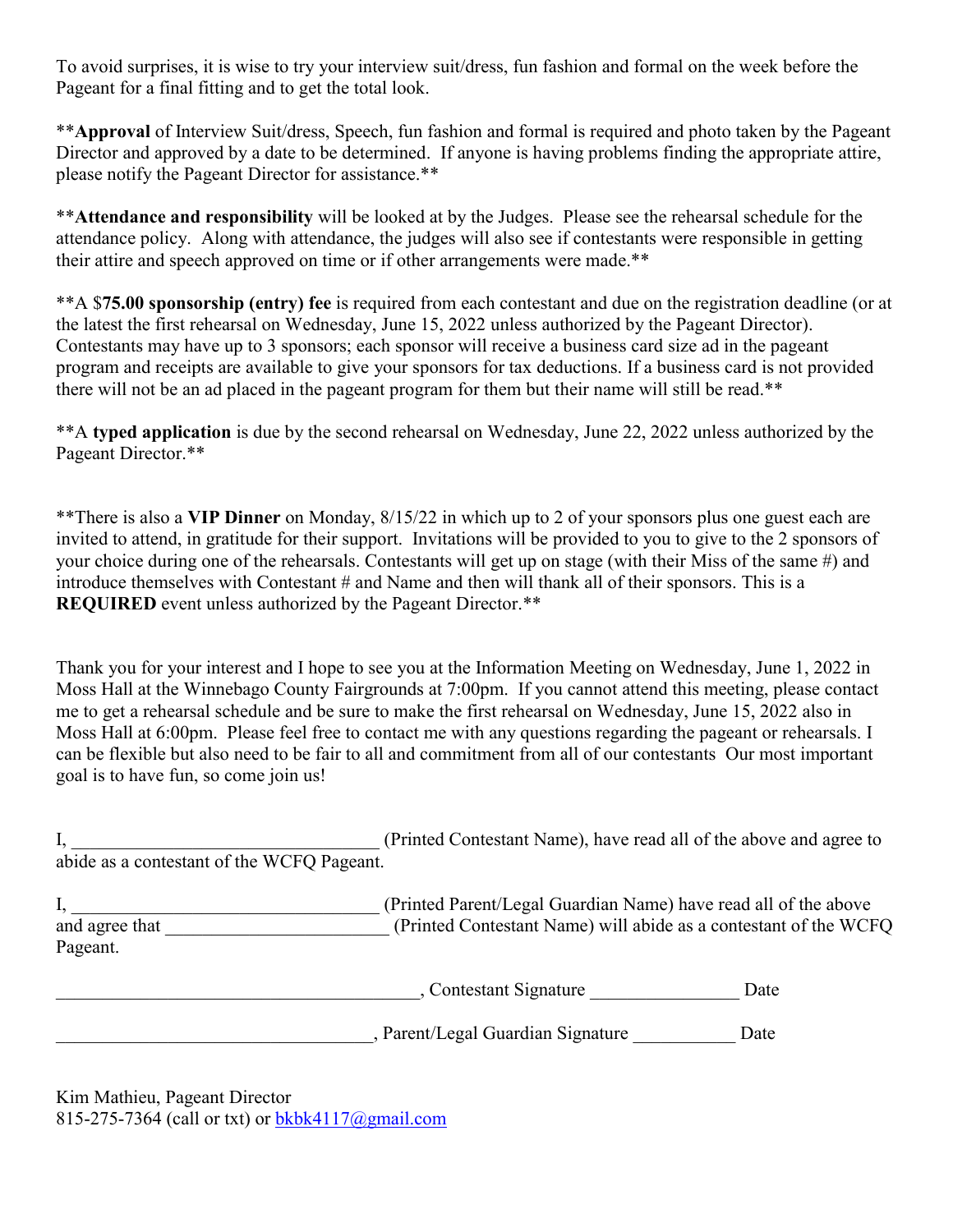To avoid surprises, it is wise to try your interview suit/dress, fun fashion and formal on the week before the Pageant for a final fitting and to get the total look.

****Approval** of Interview Suit/dress, Speech, fun fashion and formal is required and photo taken by the Pageant Director and approved by a date to be determined. If anyone is having problems finding the appropriate attire, please notify the Pageant Director for assistance.**

****Attendance and responsibility** will be looked at by the Judges. Please see the rehearsal schedule for the attendance policy. Along with attendance, the judges will also see if contestants were responsible in getting their attire and speech approved on time or if other arrangements were made.**

**A $**75.00 sponsorship (entry) fee** is required from each contestant and due on the registration deadline (or at the latest the first rehearsal on Wednesday, June 15, 2022 unless authorized by the Pageant Director). Contestants may have up to 3 sponsors; each sponsor will receive a business card size ad in the pageant program and receipts are available to give your sponsors for tax deductions. If a business card is not provided there will not be an ad placed in the pageant program for them but their name will still be read.**

**A **typed application** is due by the second rehearsal on Wednesday, June 22, 2022 unless authorized by the Pageant Director.**

**There is also a **VIP Dinner** on Monday, 8/15/22 in which up to 2 of your sponsors plus one guest each are invited to attend, in gratitude for their support. Invitations will be provided to you to give to the 2 sponsors of your choice during one of the rehearsals. Contestants will get up on stage (with their Miss of the same #) and introduce themselves with Contestant # and Name and then will thank all of their sponsors. This is a **REQUIRED** event unless authorized by the Pageant Director.**

Thank you for your interest and I hope to see you at the Information Meeting on Wednesday, June 1, 2022 in Moss Hall at the Winnebago County Fairgrounds at 7:00pm. If you cannot attend this meeting, please contact me to get a rehearsal schedule and be sure to make the first rehearsal on Wednesday, June 15, 2022 also in Moss Hall at 6:00pm. Please feel free to contact me with any questions regarding the pageant or rehearsals. I can be flexible but also need to be fair to all and commitment from all of our contestants Our most important goal is to have fun, so come join us!

I, ________________________________ (Printed Contestant Name), have read all of the above and agree to abide as a contestant of the WCFQ Pageant.

I, ________________________________ (Printed Parent/Legal Guardian Name) have read all of the above and agree that ________________________ (Printed Contestant Name) will abide as a contestant of the WCFQ Pageant.

______________________________________, Contestant Signature ________________ Date

________________________________, Parent/Legal Guardian Signature ___________ Date

Kim Mathieu, Pageant Director
815-275-7364 (call or txt) or bkbk4117@gmail.com